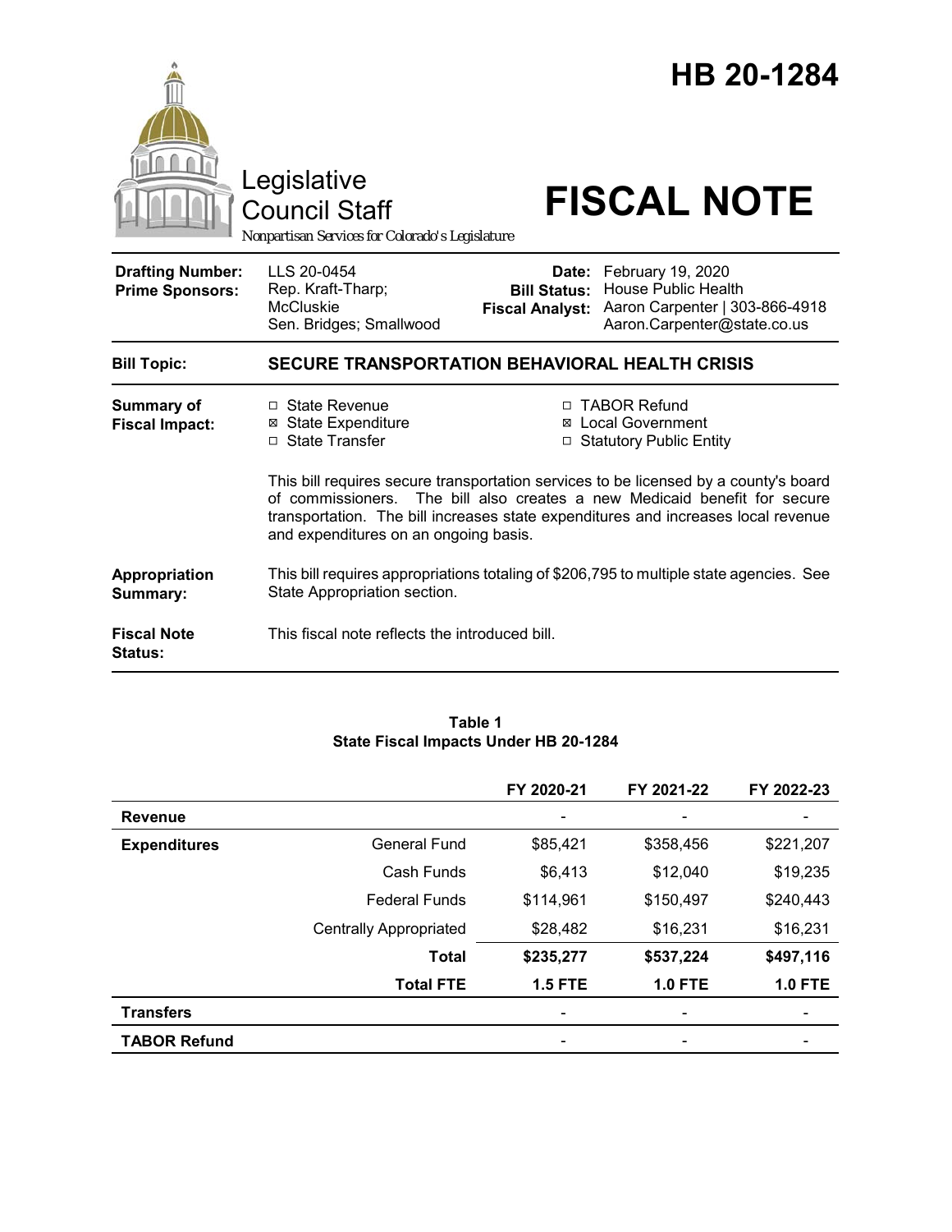# HB 20-1284

Legislative Council Staff

*Nonpartisan Services for Colorado's Legislature*

# FISCAL NOTE

| | | | |
|---|---|---|---|
| **Drafting Number:** | LLS 20-0454 | **Date:** | February 19, 2020 |
| **Prime Sponsors:** | Rep. Kraft-Tharp; McCluskie<br>Sen. Bridges; Smallwood | **Bill Status:** | House Public Health |
| | | **Fiscal Analyst:** | Aaron Carpenter \| 303-866-4918<br>Aaron.Carpenter@state.co.us |

| | |
|---|---|
| **Bill Topic:** | **SECURE TRANSPORTATION BEHAVIORAL HEALTH CRISIS** |
| **Summary of Fiscal Impact:** | ☐ State Revenue<br>☒ State Expenditure<br>☐ State Transfer<br>☐ TABOR Refund<br>☒ Local Government<br>☐ Statutory Public Entity<br><br>This bill requires secure transportation services to be licensed by a county's board of commissioners. The bill also creates a new Medicaid benefit for secure transportation. The bill increases state expenditures and increases local revenue and expenditures on an ongoing basis. |
| **Appropriation Summary:** | This bill requires appropriations totaling of $206,795 to multiple state agencies. See State Appropriation section. |
| **Fiscal Note Status:** | This fiscal note reflects the introduced bill. |

**Table 1**
**State Fiscal Impacts Under HB 20-1284**

| | | FY 2020-21 | FY 2021-22 | FY 2022-23 |
|---|---|---|---|---|
| **Revenue** | | - | - | - |
| **Expenditures** | General Fund | $85,421 | $358,456 | $221,207 |
| | Cash Funds | $6,413 | $12,040 | $19,235 |
| | Federal Funds | $114,961 | $150,497 | $240,443 |
| | Centrally Appropriated | $28,482 | $16,231 | $16,231 |
| | **Total** | **$235,277** | **$537,224** | **$497,116** |
| | **Total FTE** | **1.5 FTE** | **1.0 FTE** | **1.0 FTE** |
| **Transfers** | | - | - | - |
| **TABOR Refund** | | - | - | - |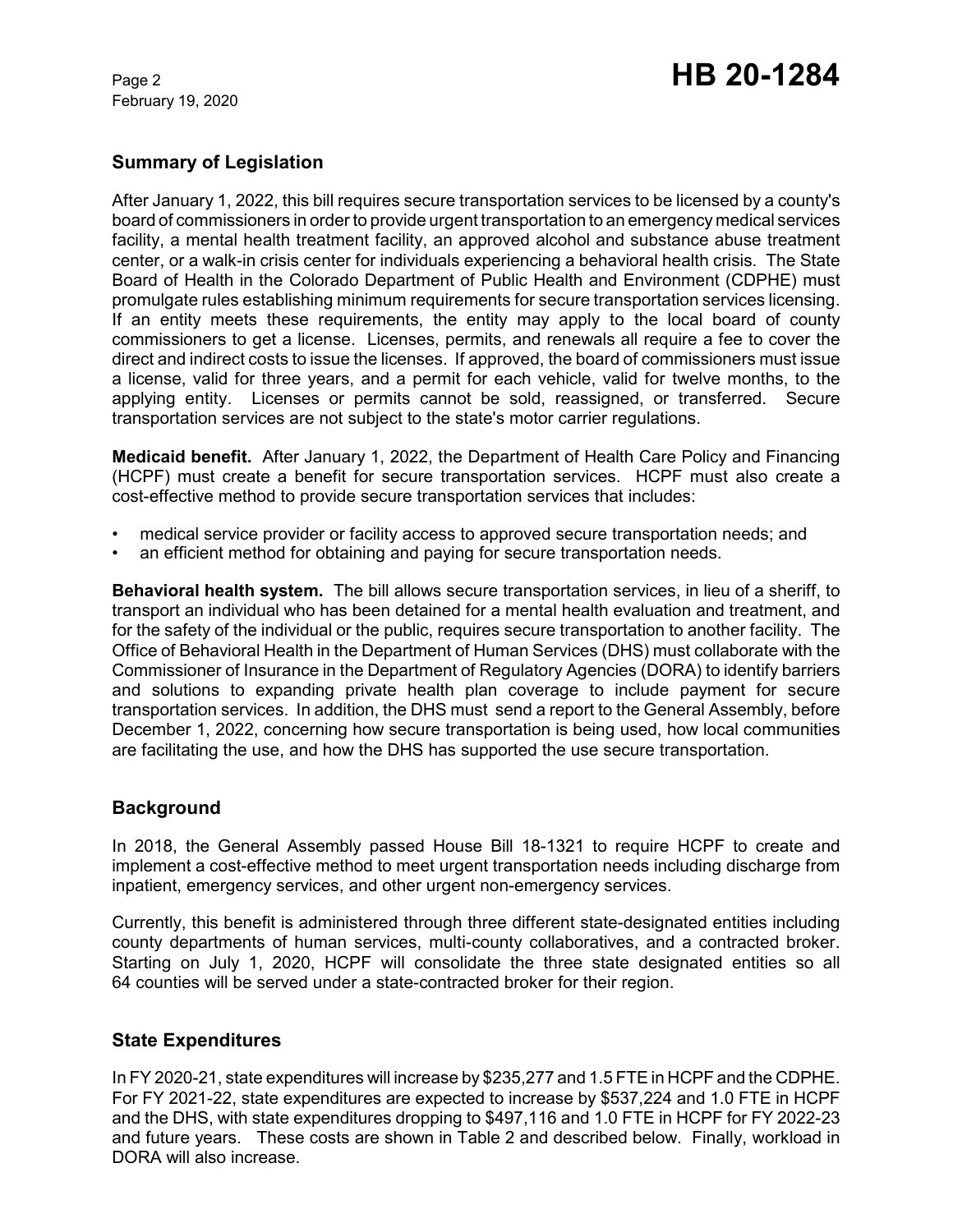## Summary of Legislation

After January 1, 2022, this bill requires secure transportation services to be licensed by a county's board of commissioners in order to provide urgent transportation to an emergency medical services facility, a mental health treatment facility, an approved alcohol and substance abuse treatment center, or a walk-in crisis center for individuals experiencing a behavioral health crisis. The State Board of Health in the Colorado Department of Public Health and Environment (CDPHE) must promulgate rules establishing minimum requirements for secure transportation services licensing. If an entity meets these requirements, the entity may apply to the local board of county commissioners to get a license. Licenses, permits, and renewals all require a fee to cover the direct and indirect costs to issue the licenses. If approved, the board of commissioners must issue a license, valid for three years, and a permit for each vehicle, valid for twelve months, to the applying entity. Licenses or permits cannot be sold, reassigned, or transferred. Secure transportation services are not subject to the state's motor carrier regulations.

**Medicaid benefit.** After January 1, 2022, the Department of Health Care Policy and Financing (HCPF) must create a benefit for secure transportation services. HCPF must also create a cost-effective method to provide secure transportation services that includes:

- medical service provider or facility access to approved secure transportation needs; and
- an efficient method for obtaining and paying for secure transportation needs.

**Behavioral health system.** The bill allows secure transportation services, in lieu of a sheriff, to transport an individual who has been detained for a mental health evaluation and treatment, and for the safety of the individual or the public, requires secure transportation to another facility. The Office of Behavioral Health in the Department of Human Services (DHS) must collaborate with the Commissioner of Insurance in the Department of Regulatory Agencies (DORA) to identify barriers and solutions to expanding private health plan coverage to include payment for secure transportation services. In addition, the DHS must send a report to the General Assembly, before December 1, 2022, concerning how secure transportation is being used, how local communities are facilitating the use, and how the DHS has supported the use secure transportation.

## Background

In 2018, the General Assembly passed House Bill 18-1321 to require HCPF to create and implement a cost-effective method to meet urgent transportation needs including discharge from inpatient, emergency services, and other urgent non-emergency services.

Currently, this benefit is administered through three different state-designated entities including county departments of human services, multi-county collaboratives, and a contracted broker. Starting on July 1, 2020, HCPF will consolidate the three state designated entities so all 64 counties will be served under a state-contracted broker for their region.

## State Expenditures

In FY 2020-21, state expenditures will increase by $235,277 and 1.5 FTE in HCPF and the CDPHE. For FY 2021-22, state expenditures are expected to increase by $537,224 and 1.0 FTE in HCPF and the DHS, with state expenditures dropping to $497,116 and 1.0 FTE in HCPF for FY 2022-23 and future years. These costs are shown in Table 2 and described below. Finally, workload in DORA will also increase.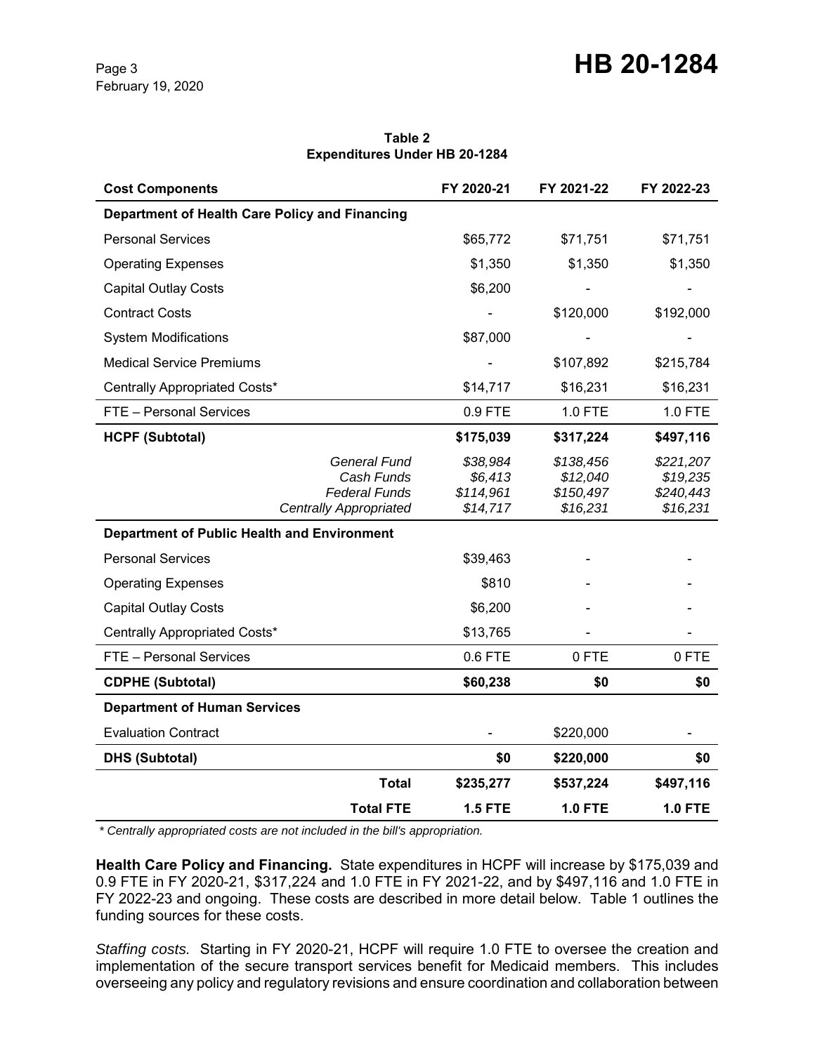**Table 2**
**Expenditures Under HB 20-1284**

| Cost Components | FY 2020-21 | FY 2021-22 | FY 2022-23 |
|---|---|---|---|
| **Department of Health Care Policy and Financing** | | | |
| Personal Services | $65,772 | $71,751 | $71,751 |
| Operating Expenses | $1,350 | $1,350 | $1,350 |
| Capital Outlay Costs | $6,200 | - | - |
| Contract Costs | - | $120,000 | $192,000 |
| System Modifications | $87,000 | - | - |
| Medical Service Premiums | - | $107,892 | $215,784 |
| Centrally Appropriated Costs* | $14,717 | $16,231 | $16,231 |
| FTE – Personal Services | 0.9 FTE | 1.0 FTE | 1.0 FTE |
| **HCPF (Subtotal)** | **$175,039** | **$317,224** | **$497,116** |
| *General Fund* | *$38,984* | *$138,456* | *$221,207* |
| *Cash Funds* | *$6,413* | *$12,040* | *$19,235* |
| *Federal Funds* | *$114,961* | *$150,497* | *$240,443* |
| *Centrally Appropriated* | *$14,717* | *$16,231* | *$16,231* |
| **Department of Public Health and Environment** | | | |
| Personal Services | $39,463 | - | - |
| Operating Expenses | $810 | - | - |
| Capital Outlay Costs | $6,200 | - | - |
| Centrally Appropriated Costs* | $13,765 | - | - |
| FTE – Personal Services | 0.6 FTE | 0 FTE | 0 FTE |
| **CDPHE (Subtotal)** | **$60,238** | **$0** | **$0** |
| **Department of Human Services** | | | |
| Evaluation Contract | - | $220,000 | - |
| **DHS (Subtotal)** | **$0** | **$220,000** | **$0** |
| **Total** | **$235,277** | **$537,224** | **$497,116** |
| **Total FTE** | **1.5 FTE** | **1.0 FTE** | **1.0 FTE** |

*\* Centrally appropriated costs are not included in the bill's appropriation.*

**Health Care Policy and Financing.** State expenditures in HCPF will increase by $175,039 and 0.9 FTE in FY 2020-21, $317,224 and 1.0 FTE in FY 2021-22, and by $497,116 and 1.0 FTE in FY 2022-23 and ongoing. These costs are described in more detail below. Table 1 outlines the funding sources for these costs.

*Staffing costs.* Starting in FY 2020-21, HCPF will require 1.0 FTE to oversee the creation and implementation of the secure transport services benefit for Medicaid members. This includes overseeing any policy and regulatory revisions and ensure coordination and collaboration between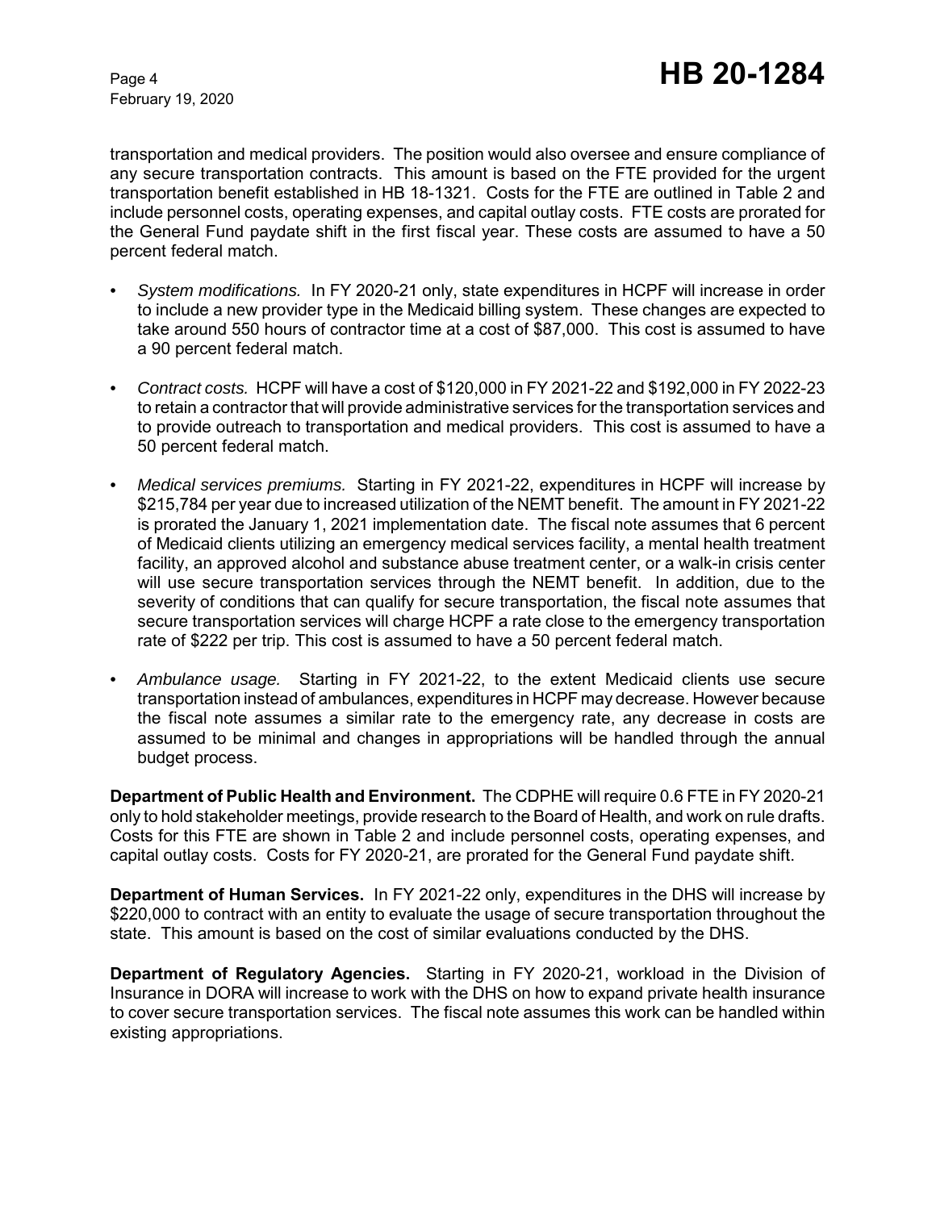transportation and medical providers. The position would also oversee and ensure compliance of any secure transportation contracts. This amount is based on the FTE provided for the urgent transportation benefit established in HB 18-1321. Costs for the FTE are outlined in Table 2 and include personnel costs, operating expenses, and capital outlay costs. FTE costs are prorated for the General Fund paydate shift in the first fiscal year. These costs are assumed to have a 50 percent federal match.

- *System modifications.* In FY 2020-21 only, state expenditures in HCPF will increase in order to include a new provider type in the Medicaid billing system. These changes are expected to take around 550 hours of contractor time at a cost of $87,000. This cost is assumed to have a 90 percent federal match.
- *Contract costs.* HCPF will have a cost of $120,000 in FY 2021-22 and $192,000 in FY 2022-23 to retain a contractor that will provide administrative services for the transportation services and to provide outreach to transportation and medical providers. This cost is assumed to have a 50 percent federal match.
- *Medical services premiums.* Starting in FY 2021-22, expenditures in HCPF will increase by $215,784 per year due to increased utilization of the NEMT benefit. The amount in FY 2021-22 is prorated the January 1, 2021 implementation date. The fiscal note assumes that 6 percent of Medicaid clients utilizing an emergency medical services facility, a mental health treatment facility, an approved alcohol and substance abuse treatment center, or a walk-in crisis center will use secure transportation services through the NEMT benefit. In addition, due to the severity of conditions that can qualify for secure transportation, the fiscal note assumes that secure transportation services will charge HCPF a rate close to the emergency transportation rate of $222 per trip. This cost is assumed to have a 50 percent federal match.
- *Ambulance usage.* Starting in FY 2021-22, to the extent Medicaid clients use secure transportation instead of ambulances, expenditures in HCPF may decrease. However because the fiscal note assumes a similar rate to the emergency rate, any decrease in costs are assumed to be minimal and changes in appropriations will be handled through the annual budget process.

**Department of Public Health and Environment.** The CDPHE will require 0.6 FTE in FY 2020-21 only to hold stakeholder meetings, provide research to the Board of Health, and work on rule drafts. Costs for this FTE are shown in Table 2 and include personnel costs, operating expenses, and capital outlay costs. Costs for FY 2020-21, are prorated for the General Fund paydate shift.

**Department of Human Services.** In FY 2021-22 only, expenditures in the DHS will increase by $220,000 to contract with an entity to evaluate the usage of secure transportation throughout the state. This amount is based on the cost of similar evaluations conducted by the DHS.

**Department of Regulatory Agencies.** Starting in FY 2020-21, workload in the Division of Insurance in DORA will increase to work with the DHS on how to expand private health insurance to cover secure transportation services. The fiscal note assumes this work can be handled within existing appropriations.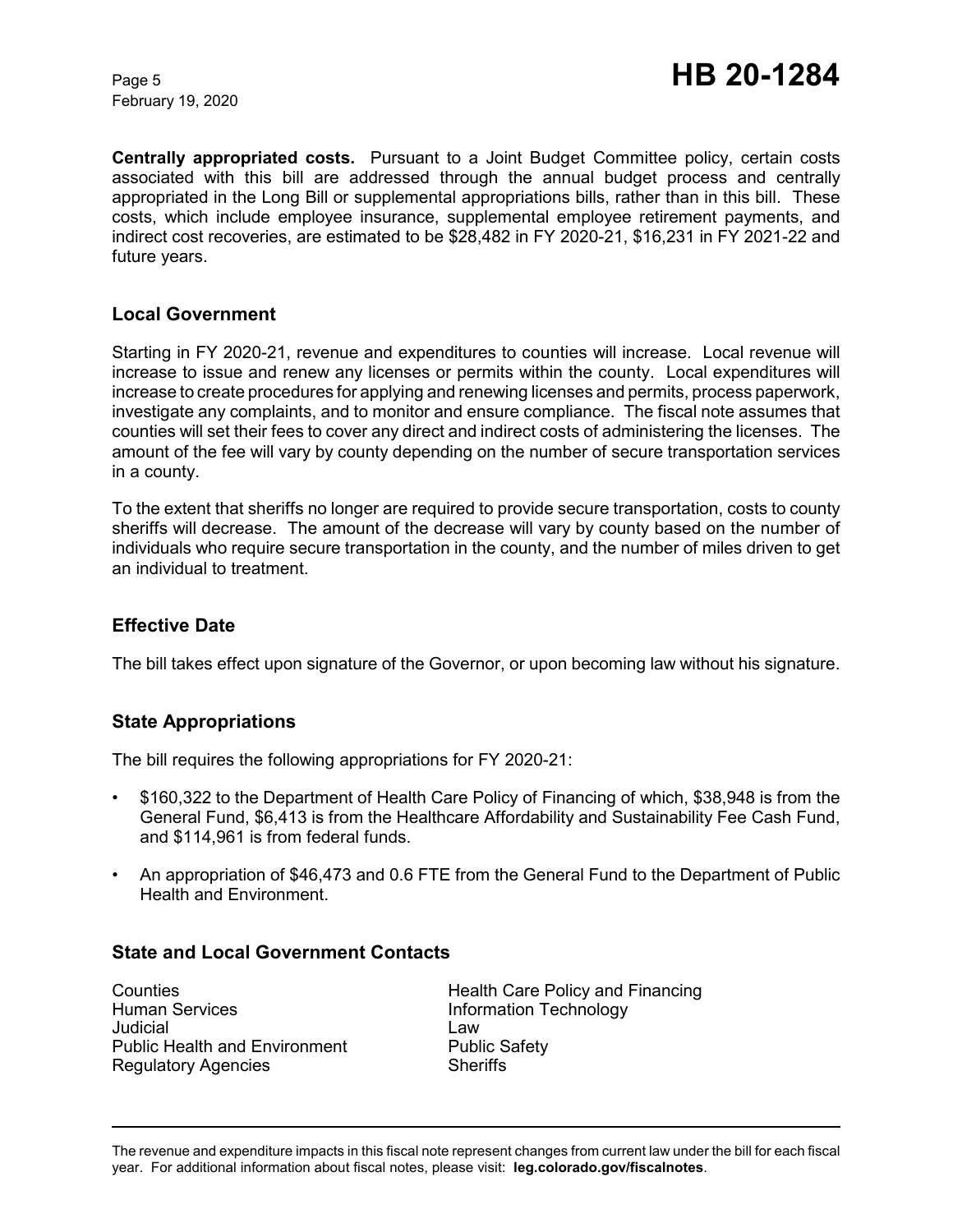**Centrally appropriated costs.** Pursuant to a Joint Budget Committee policy, certain costs associated with this bill are addressed through the annual budget process and centrally appropriated in the Long Bill or supplemental appropriations bills, rather than in this bill. These costs, which include employee insurance, supplemental employee retirement payments, and indirect cost recoveries, are estimated to be $28,482 in FY 2020-21, $16,231 in FY 2021-22 and future years.

## Local Government

Starting in FY 2020-21, revenue and expenditures to counties will increase. Local revenue will increase to issue and renew any licenses or permits within the county. Local expenditures will increase to create procedures for applying and renewing licenses and permits, process paperwork, investigate any complaints, and to monitor and ensure compliance. The fiscal note assumes that counties will set their fees to cover any direct and indirect costs of administering the licenses. The amount of the fee will vary by county depending on the number of secure transportation services in a county.

To the extent that sheriffs no longer are required to provide secure transportation, costs to county sheriffs will decrease. The amount of the decrease will vary by county based on the number of individuals who require secure transportation in the county, and the number of miles driven to get an individual to treatment.

## Effective Date

The bill takes effect upon signature of the Governor, or upon becoming law without his signature.

## State Appropriations

The bill requires the following appropriations for FY 2020-21:

- $160,322 to the Department of Health Care Policy of Financing of which, $38,948 is from the General Fund, $6,413 is from the Healthcare Affordability and Sustainability Fee Cash Fund, and $114,961 is from federal funds.
- An appropriation of $46,473 and 0.6 FTE from the General Fund to the Department of Public Health and Environment.

## State and Local Government Contacts

Counties
Human Services
Judicial
Public Health and Environment
Regulatory Agencies
Health Care Policy and Financing
Information Technology
Law
Public Safety
Sheriffs

The revenue and expenditure impacts in this fiscal note represent changes from current law under the bill for each fiscal year. For additional information about fiscal notes, please visit: **leg.colorado.gov/fiscalnotes**.